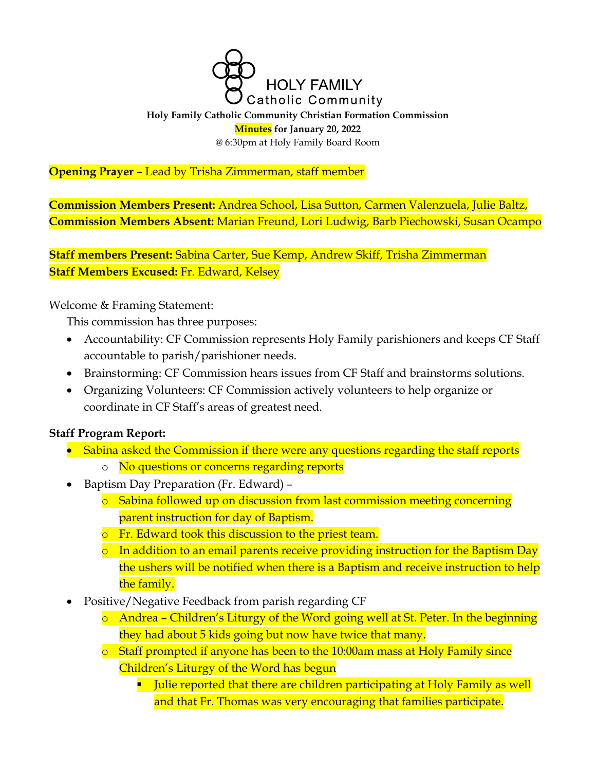HOLY FAMILY
Catholic Community

**Holy Family Catholic Community Christian Formation Commission**
**Minutes for January 20, 2022**
@ 6:30pm at Holy Family Board Room

**Opening Prayer** – Lead by Trisha Zimmerman, staff member

**Commission Members Present:** Andrea School, Lisa Sutton, Carmen Valenzuela, Julie Baltz,
**Commission Members Absent:** Marian Freund, Lori Ludwig, Barb Piechowski, Susan Ocampo

**Staff members Present:** Sabina Carter, Sue Kemp, Andrew Skiff, Trisha Zimmerman
**Staff Members Excused:** Fr. Edward, Kelsey

Welcome & Framing Statement:

This commission has three purposes:

- Accountability: CF Commission represents Holy Family parishioners and keeps CF Staff accountable to parish/parishioner needs.
- Brainstorming: CF Commission hears issues from CF Staff and brainstorms solutions.
- Organizing Volunteers: CF Commission actively volunteers to help organize or coordinate in CF Staff's areas of greatest need.

**Staff Program Report:**

- Sabina asked the Commission if there were any questions regarding the staff reports
  - No questions or concerns regarding reports
- Baptism Day Preparation (Fr. Edward) –
  - Sabina followed up on discussion from last commission meeting concerning parent instruction for day of Baptism.
  - Fr. Edward took this discussion to the priest team.
  - In addition to an email parents receive providing instruction for the Baptism Day the ushers will be notified when there is a Baptism and receive instruction to help the family.
- Positive/Negative Feedback from parish regarding CF
  - Andrea – Children's Liturgy of the Word going well at St. Peter. In the beginning they had about 5 kids going but now have twice that many.
  - Staff prompted if anyone has been to the 10:00am mass at Holy Family since Children's Liturgy of the Word has begun
    - Julie reported that there are children participating at Holy Family as well and that Fr. Thomas was very encouraging that families participate.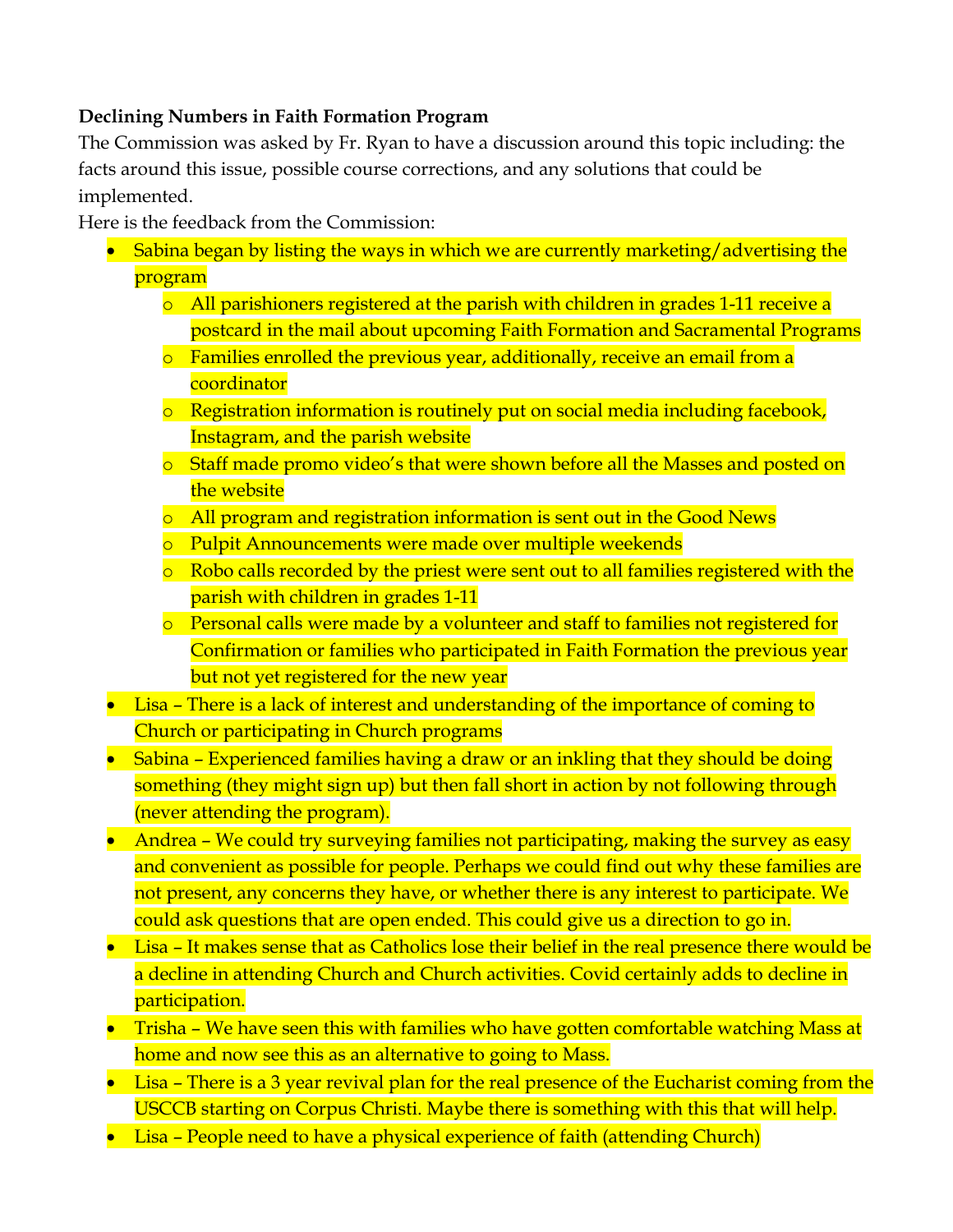**Declining Numbers in Faith Formation Program**

The Commission was asked by Fr. Ryan to have a discussion around this topic including: the facts around this issue, possible course corrections, and any solutions that could be implemented.

Here is the feedback from the Commission:

- Sabina began by listing the ways in which we are currently marketing/advertising the program
    - All parishioners registered at the parish with children in grades 1-11 receive a postcard in the mail about upcoming Faith Formation and Sacramental Programs
    - Families enrolled the previous year, additionally, receive an email from a coordinator
    - Registration information is routinely put on social media including facebook, Instagram, and the parish website
    - Staff made promo video's that were shown before all the Masses and posted on the website
    - All program and registration information is sent out in the Good News
    - Pulpit Announcements were made over multiple weekends
    - Robo calls recorded by the priest were sent out to all families registered with the parish with children in grades 1-11
    - Personal calls were made by a volunteer and staff to families not registered for Confirmation or families who participated in Faith Formation the previous year but not yet registered for the new year
- Lisa – There is a lack of interest and understanding of the importance of coming to Church or participating in Church programs
- Sabina – Experienced families having a draw or an inkling that they should be doing something (they might sign up) but then fall short in action by not following through (never attending the program).
- Andrea – We could try surveying families not participating, making the survey as easy and convenient as possible for people. Perhaps we could find out why these families are not present, any concerns they have, or whether there is any interest to participate. We could ask questions that are open ended. This could give us a direction to go in.
- Lisa – It makes sense that as Catholics lose their belief in the real presence there would be a decline in attending Church and Church activities. Covid certainly adds to decline in participation.
- Trisha – We have seen this with families who have gotten comfortable watching Mass at home and now see this as an alternative to going to Mass.
- Lisa – There is a 3 year revival plan for the real presence of the Eucharist coming from the USCCB starting on Corpus Christi. Maybe there is something with this that will help.
- Lisa – People need to have a physical experience of faith (attending Church)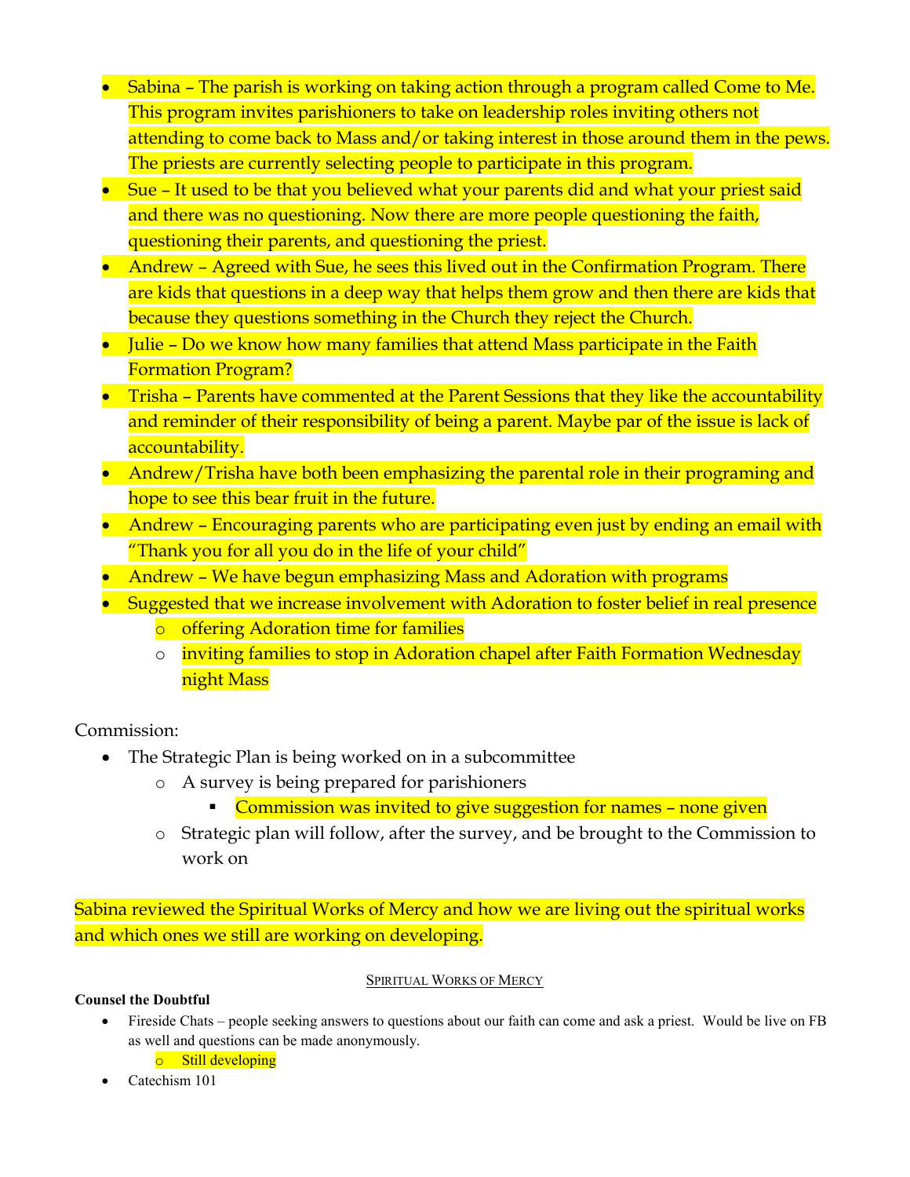- Sabina – The parish is working on taking action through a program called Come to Me. This program invites parishioners to take on leadership roles inviting others not attending to come back to Mass and/or taking interest in those around them in the pews. The priests are currently selecting people to participate in this program.
- Sue – It used to be that you believed what your parents did and what your priest said and there was no questioning. Now there are more people questioning the faith, questioning their parents, and questioning the priest.
- Andrew – Agreed with Sue, he sees this lived out in the Confirmation Program. There are kids that questions in a deep way that helps them grow and then there are kids that because they questions something in the Church they reject the Church.
- Julie – Do we know how many families that attend Mass participate in the Faith Formation Program?
- Trisha – Parents have commented at the Parent Sessions that they like the accountability and reminder of their responsibility of being a parent. Maybe par of the issue is lack of accountability.
- Andrew/Trisha have both been emphasizing the parental role in their programing and hope to see this bear fruit in the future.
- Andrew – Encouraging parents who are participating even just by ending an email with "Thank you for all you do in the life of your child"
- Andrew – We have begun emphasizing Mass and Adoration with programs
- Suggested that we increase involvement with Adoration to foster belief in real presence
  - offering Adoration time for families
  - inviting families to stop in Adoration chapel after Faith Formation Wednesday night Mass

Commission:

- The Strategic Plan is being worked on in a subcommittee
  - A survey is being prepared for parishioners
    - Commission was invited to give suggestion for names – none given
  - Strategic plan will follow, after the survey, and be brought to the Commission to work on

Sabina reviewed the Spiritual Works of Mercy and how we are living out the spiritual works and which ones we still are working on developing.

<u>SPIRITUAL WORKS OF MERCY</u>

**Counsel the Doubtful**

- Fireside Chats – people seeking answers to questions about our faith can come and ask a priest. Would be live on FB as well and questions can be made anonymously.
  - Still developing
- Catechism 101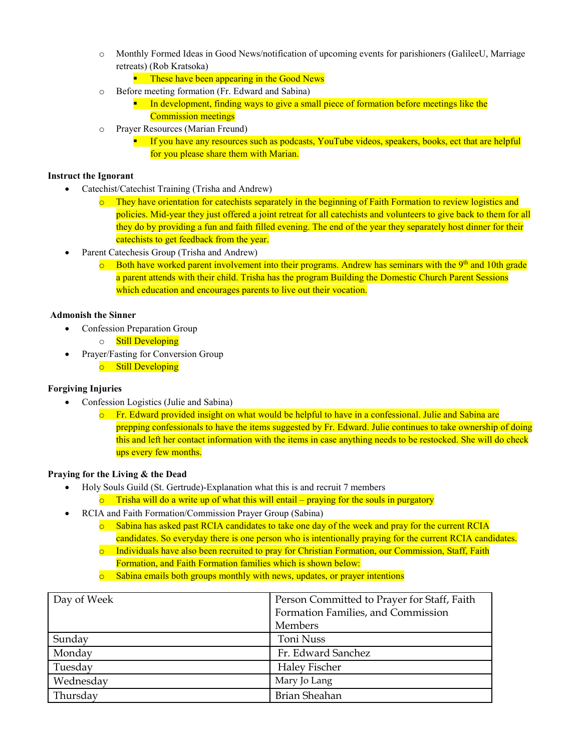- Monthly Formed Ideas in Good News/notification of upcoming events for parishioners (GalileeU, Marriage retreats) (Rob Kratsoka)
    - These have been appearing in the Good News
- Before meeting formation (Fr. Edward and Sabina)
    - In development, finding ways to give a small piece of formation before meetings like the Commission meetings
- Prayer Resources (Marian Freund)
    - If you have any resources such as podcasts, YouTube videos, speakers, books, ect that are helpful for you please share them with Marian.

**Instruct the Ignorant**

- Catechist/Catechist Training (Trisha and Andrew)
    - They have orientation for catechists separately in the beginning of Faith Formation to review logistics and policies. Mid-year they just offered a joint retreat for all catechists and volunteers to give back to them for all they do by providing a fun and faith filled evening. The end of the year they separately host dinner for their catechists to get feedback from the year.
- Parent Catechesis Group (Trisha and Andrew)
    - Both have worked parent involvement into their programs. Andrew has seminars with the 9th and 10th grade a parent attends with their child. Trisha has the program Building the Domestic Church Parent Sessions which education and encourages parents to live out their vocation.

**Admonish the Sinner**

- Confession Preparation Group
    - Still Developing
- Prayer/Fasting for Conversion Group
    - Still Developing

**Forgiving Injuries**

- Confession Logistics (Julie and Sabina)
    - Fr. Edward provided insight on what would be helpful to have in a confessional. Julie and Sabina are prepping confessionals to have the items suggested by Fr. Edward. Julie continues to take ownership of doing this and left her contact information with the items in case anything needs to be restocked. She will do check ups every few months.

**Praying for the Living & the Dead**

- Holy Souls Guild (St. Gertrude)-Explanation what this is and recruit 7 members
    - Trisha will do a write up of what this will entail – praying for the souls in purgatory
- RCIA and Faith Formation/Commission Prayer Group (Sabina)
    - Sabina has asked past RCIA candidates to take one day of the week and pray for the current RCIA candidates. So everyday there is one person who is intentionally praying for the current RCIA candidates.
    - Individuals have also been recruited to pray for Christian Formation, our Commission, Staff, Faith Formation, and Faith Formation families which is shown below:
    - Sabina emails both groups monthly with news, updates, or prayer intentions

| Day of Week | Person Committed to Prayer for Staff, Faith Formation Families, and Commission Members |
|---|---|
| Sunday | Toni Nuss |
| Monday | Fr. Edward Sanchez |
| Tuesday | Haley Fischer |
| Wednesday | Mary Jo Lang |
| Thursday | Brian Sheahan |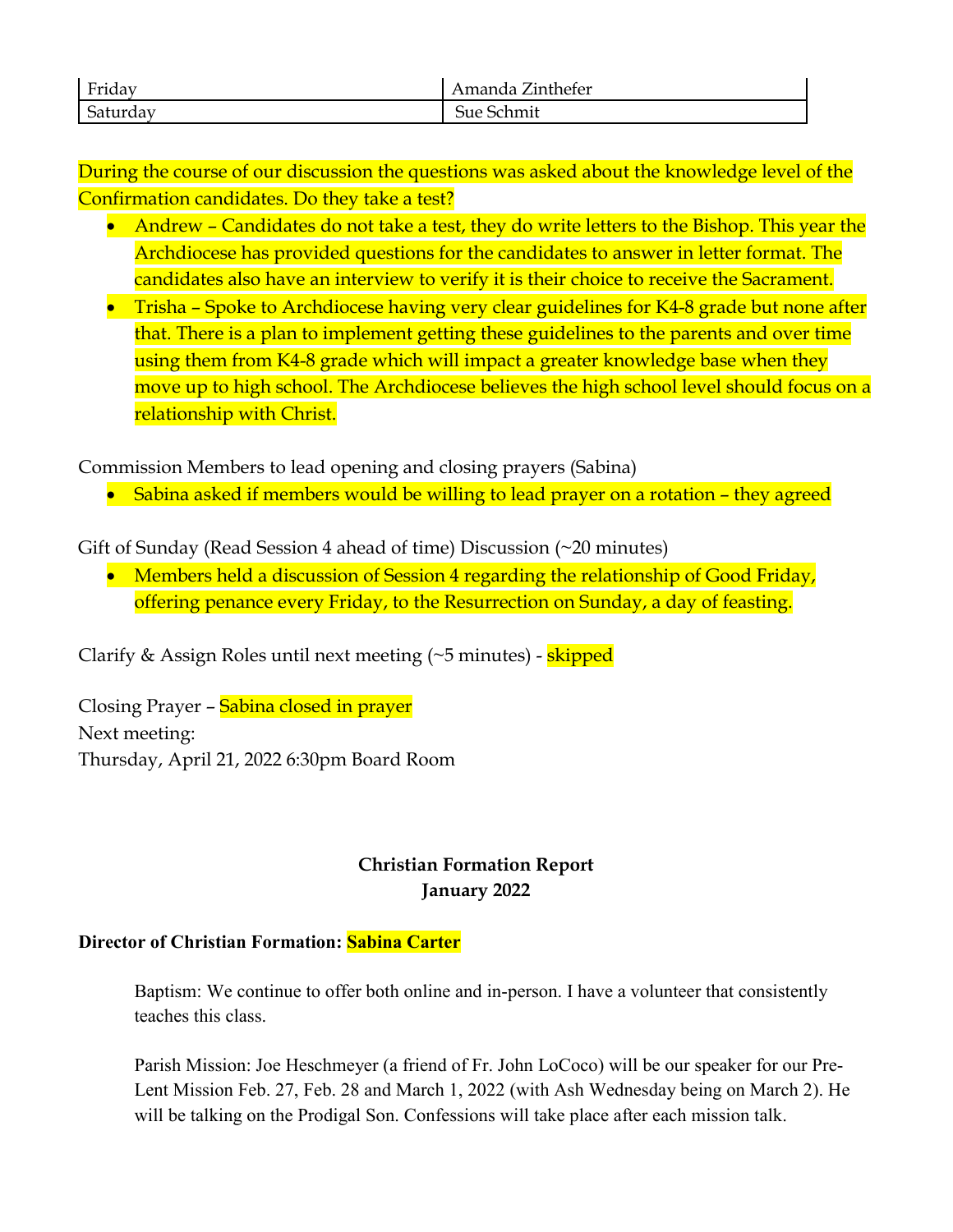| Friday | Amanda Zinthefer |
|---|---|
| Saturday | Sue Schmit |

During the course of our discussion the questions was asked about the knowledge level of the Confirmation candidates. Do they take a test?

- Andrew – Candidates do not take a test, they do write letters to the Bishop. This year the Archdiocese has provided questions for the candidates to answer in letter format. The candidates also have an interview to verify it is their choice to receive the Sacrament.
- Trisha – Spoke to Archdiocese having very clear guidelines for K4-8 grade but none after that. There is a plan to implement getting these guidelines to the parents and over time using them from K4-8 grade which will impact a greater knowledge base when they move up to high school. The Archdiocese believes the high school level should focus on a relationship with Christ.

Commission Members to lead opening and closing prayers (Sabina)

- Sabina asked if members would be willing to lead prayer on a rotation – they agreed

Gift of Sunday (Read Session 4 ahead of time) Discussion (~20 minutes)

- Members held a discussion of Session 4 regarding the relationship of Good Friday, offering penance every Friday, to the Resurrection on Sunday, a day of feasting.

Clarify & Assign Roles until next meeting (~5 minutes) - skipped

Closing Prayer – Sabina closed in prayer

Next meeting:

Thursday, April 21, 2022 6:30pm Board Room

**Christian Formation Report**
**January 2022**

**Director of Christian Formation: Sabina Carter**

Baptism: We continue to offer both online and in-person. I have a volunteer that consistently teaches this class.

Parish Mission: Joe Heschmeyer (a friend of Fr. John LoCoco) will be our speaker for our Pre-Lent Mission Feb. 27, Feb. 28 and March 1, 2022 (with Ash Wednesday being on March 2). He will be talking on the Prodigal Son. Confessions will take place after each mission talk.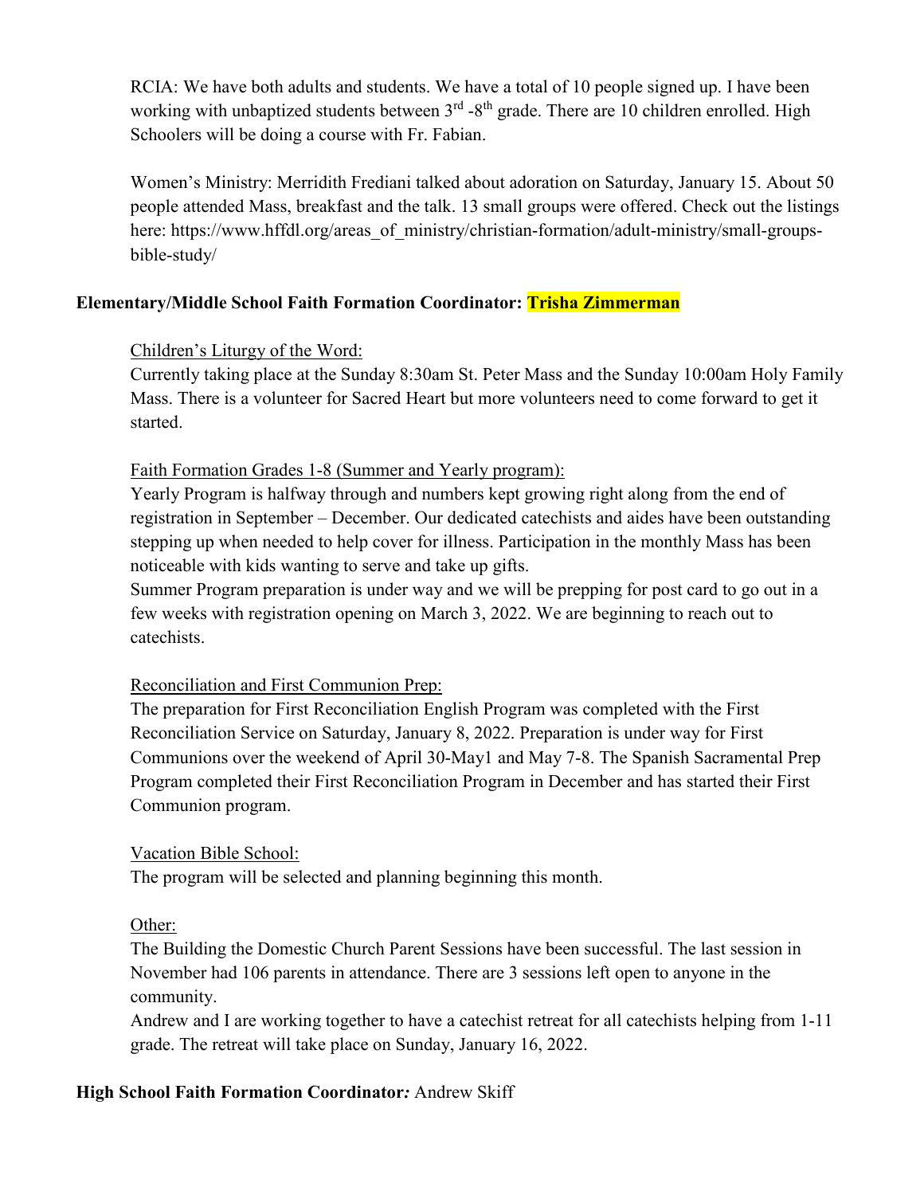RCIA: We have both adults and students. We have a total of 10 people signed up. I have been working with unbaptized students between 3rd -8th grade. There are 10 children enrolled. High Schoolers will be doing a course with Fr. Fabian.

Women's Ministry: Merridith Frediani talked about adoration on Saturday, January 15. About 50 people attended Mass, breakfast and the talk. 13 small groups were offered. Check out the listings here: https://www.hffdl.org/areas_of_ministry/christian-formation/adult-ministry/small-groups-bible-study/

**Elementary/Middle School Faith Formation Coordinator: Trisha Zimmerman**

Children's Liturgy of the Word:

Currently taking place at the Sunday 8:30am St. Peter Mass and the Sunday 10:00am Holy Family Mass. There is a volunteer for Sacred Heart but more volunteers need to come forward to get it started.

Faith Formation Grades 1-8 (Summer and Yearly program):

Yearly Program is halfway through and numbers kept growing right along from the end of registration in September – December. Our dedicated catechists and aides have been outstanding stepping up when needed to help cover for illness. Participation in the monthly Mass has been noticeable with kids wanting to serve and take up gifts.

Summer Program preparation is under way and we will be prepping for post card to go out in a few weeks with registration opening on March 3, 2022. We are beginning to reach out to catechists.

Reconciliation and First Communion Prep:

The preparation for First Reconciliation English Program was completed with the First Reconciliation Service on Saturday, January 8, 2022. Preparation is under way for First Communions over the weekend of April 30-May1 and May 7-8. The Spanish Sacramental Prep Program completed their First Reconciliation Program in December and has started their First Communion program.

Vacation Bible School:

The program will be selected and planning beginning this month.

Other:

The Building the Domestic Church Parent Sessions have been successful. The last session in November had 106 parents in attendance. There are 3 sessions left open to anyone in the community.

Andrew and I are working together to have a catechist retreat for all catechists helping from 1-11 grade. The retreat will take place on Sunday, January 16, 2022.

**High School Faith Formation Coordinator*:*** Andrew Skiff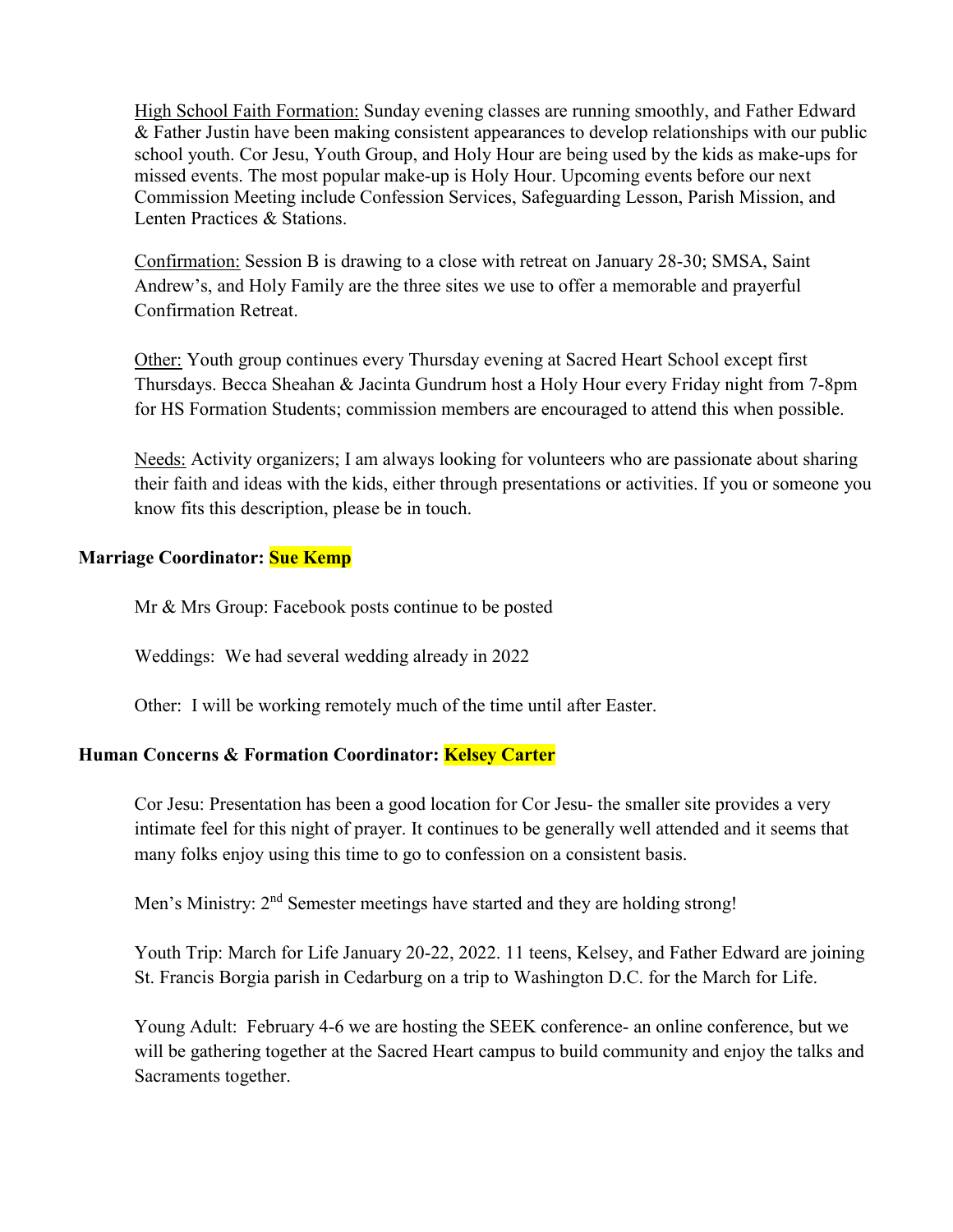High School Faith Formation: Sunday evening classes are running smoothly, and Father Edward & Father Justin have been making consistent appearances to develop relationships with our public school youth. Cor Jesu, Youth Group, and Holy Hour are being used by the kids as make-ups for missed events. The most popular make-up is Holy Hour. Upcoming events before our next Commission Meeting include Confession Services, Safeguarding Lesson, Parish Mission, and Lenten Practices & Stations.

Confirmation: Session B is drawing to a close with retreat on January 28-30; SMSA, Saint Andrew's, and Holy Family are the three sites we use to offer a memorable and prayerful Confirmation Retreat.

Other: Youth group continues every Thursday evening at Sacred Heart School except first Thursdays. Becca Sheahan & Jacinta Gundrum host a Holy Hour every Friday night from 7-8pm for HS Formation Students; commission members are encouraged to attend this when possible.

Needs: Activity organizers; I am always looking for volunteers who are passionate about sharing their faith and ideas with the kids, either through presentations or activities. If you or someone you know fits this description, please be in touch.

**Marriage Coordinator: Sue Kemp**

Mr & Mrs Group: Facebook posts continue to be posted

Weddings: We had several wedding already in 2022

Other: I will be working remotely much of the time until after Easter.

**Human Concerns & Formation Coordinator: Kelsey Carter**

Cor Jesu: Presentation has been a good location for Cor Jesu- the smaller site provides a very intimate feel for this night of prayer. It continues to be generally well attended and it seems that many folks enjoy using this time to go to confession on a consistent basis.

Men's Ministry: 2nd Semester meetings have started and they are holding strong!

Youth Trip: March for Life January 20-22, 2022. 11 teens, Kelsey, and Father Edward are joining St. Francis Borgia parish in Cedarburg on a trip to Washington D.C. for the March for Life.

Young Adult: February 4-6 we are hosting the SEEK conference- an online conference, but we will be gathering together at the Sacred Heart campus to build community and enjoy the talks and Sacraments together.